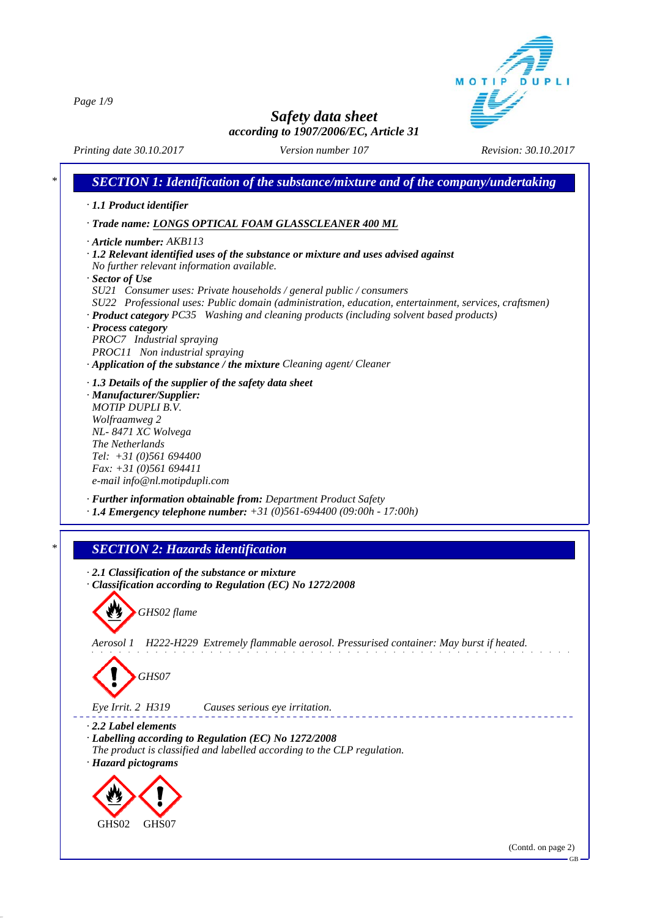# Safety data sheet

***according to 1907/2006/EC, Article 31***

*Printing date 30.10.2017* *Version number 107* *Revision: 30.10.2017*

## SECTION 1: Identification of the substance/mixture and of the company/undertaking

· ***1.1 Product identifier***

· ***Trade name: LONGS OPTICAL FOAM GLASSCLEANER 400 ML***

· ***Article number:*** *AKB113*

· ***1.2 Relevant identified uses of the substance or mixture and uses advised against***
*No further relevant information available.*

· ***Sector of Use***
*SU21 Consumer uses: Private households / general public / consumers*
*SU22 Professional uses: Public domain (administration, education, entertainment, services, craftsmen)*

· ***Product category*** *PC35 Washing and cleaning products (including solvent based products)*

· ***Process category***
*PROC7 Industrial spraying*
*PROC11 Non industrial spraying*

· ***Application of the substance / the mixture*** *Cleaning agent/ Cleaner*

· ***1.3 Details of the supplier of the safety data sheet***

· ***Manufacturer/Supplier:***
*MOTIP DUPLI B.V.*
*Wolfraamweg 2*
*NL- 8471 XC Wolvega*
*The Netherlands*
*Tel: +31 (0)561 694400*
*Fax: +31 (0)561 694411*
*e-mail info@nl.motipdupli.com*

· ***Further information obtainable from:*** *Department Product Safety*

· ***1.4 Emergency telephone number:*** *+31 (0)561-694400 (09:00h - 17:00h)*

## SECTION 2: Hazards identification

· ***2.1 Classification of the substance or mixture***

· ***Classification according to Regulation (EC) No 1272/2008***

*GHS02 flame*

*Aerosol 1 H222-H229 Extremely flammable aerosol. Pressurised container: May burst if heated.*

*GHS07*

*Eye Irrit. 2 H319 Causes serious eye irritation.*

· ***2.2 Label elements***

· ***Labelling according to Regulation (EC) No 1272/2008***
*The product is classified and labelled according to the CLP regulation.*

· ***Hazard pictograms***

GHS02 GHS07

(Contd. on page 2)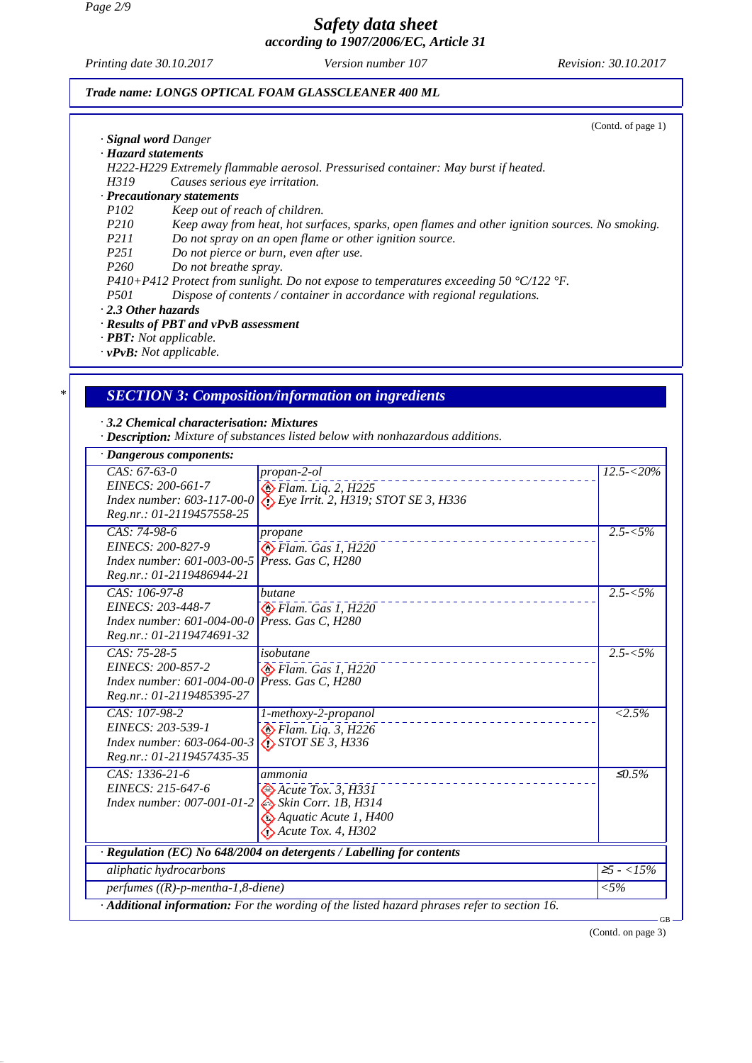**Trade name: LONGS OPTICAL FOAM GLASSCLEANER 400 ML**

(Contd. of page 1)

· **Signal word** *Danger*

· **Hazard statements**

H222-H229 Extremely flammable aerosol. Pressurised container: May burst if heated.
H319 Causes serious eye irritation.

· **Precautionary statements**

P102 Keep out of reach of children.
P210 Keep away from heat, hot surfaces, sparks, open flames and other ignition sources. No smoking.
P211 Do not spray on an open flame or other ignition source.
P251 Do not pierce or burn, even after use.
P260 Do not breathe spray.
P410+P412 Protect from sunlight. Do not expose to temperatures exceeding 50 °C/122 °F.
P501 Dispose of contents / container in accordance with regional regulations.

· **2.3 Other hazards**

· **Results of PBT and vPvB assessment**

· **PBT:** Not applicable.

· **vPvB:** Not applicable.

## * SECTION 3: Composition/information on ingredients

· **3.2 Chemical characterisation: Mixtures**

· **Description:** Mixture of substances listed below with nonhazardous additions.

| · Dangerous components: | | |
|---|---|---|
| CAS: 67-63-0<br>EINECS: 200-661-7<br>Index number: 603-117-00-0<br>Reg.nr.: 01-2119457558-25 | propan-2-ol<br>Flam. Liq. 2, H225<br>Eye Irrit. 2, H319; STOT SE 3, H336 | 12.5-<20% |
| CAS: 74-98-6<br>EINECS: 200-827-9<br>Index number: 601-003-00-5<br>Reg.nr.: 01-2119486944-21 | propane<br>Flam. Gas 1, H220<br>Press. Gas C, H280 | 2.5-<5% |
| CAS: 106-97-8<br>EINECS: 203-448-7<br>Index number: 601-004-00-0<br>Reg.nr.: 01-2119474691-32 | butane<br>Flam. Gas 1, H220<br>Press. Gas C, H280 | 2.5-<5% |
| CAS: 75-28-5<br>EINECS: 200-857-2<br>Index number: 601-004-00-0<br>Reg.nr.: 01-2119485395-27 | isobutane<br>Flam. Gas 1, H220<br>Press. Gas C, H280 | 2.5-<5% |
| CAS: 107-98-2<br>EINECS: 203-539-1<br>Index number: 603-064-00-3<br>Reg.nr.: 01-2119457435-35 | 1-methoxy-2-propanol<br>Flam. Liq. 3, H226<br>STOT SE 3, H336 | <2.5% |
| CAS: 1336-21-6<br>EINECS: 215-647-6<br>Index number: 007-001-01-2 | ammonia<br>Acute Tox. 3, H331<br>Skin Corr. 1B, H314<br>Aquatic Acute 1, H400<br>Acute Tox. 4, H302 | ≤0.5% |

| · Regulation (EC) No 648/2004 on detergents / Labelling for contents | |
|---|---|
| aliphatic hydrocarbons | ≥5 - <15% |
| perfumes ((R)-p-mentha-1,8-diene) | <5% |

· **Additional information:** For the wording of the listed hazard phrases refer to section 16.

(Contd. on page 3)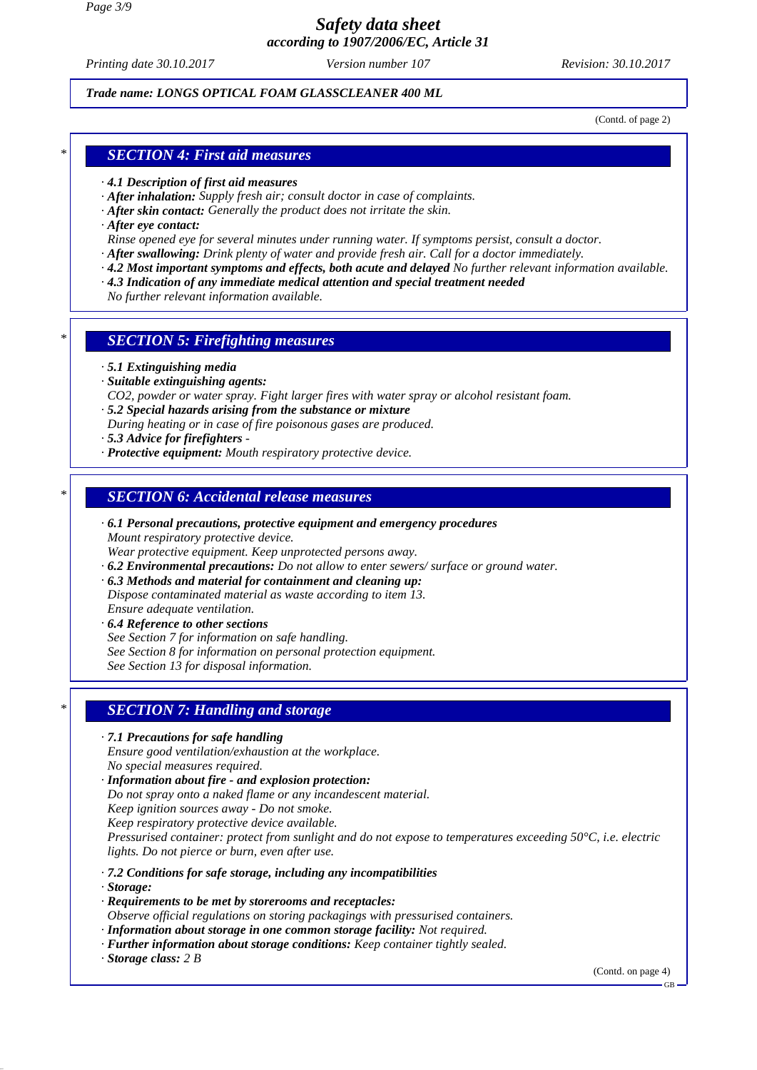Trade name: LONGS OPTICAL FOAM GLASSCLEANER 400 ML

(Contd. of page 2)

## SECTION 4: First aid measures

- **4.1 Description of first aid measures**
- **After inhalation:** Supply fresh air; consult doctor in case of complaints.
- **After skin contact:** Generally the product does not irritate the skin.
- **After eye contact:**
  Rinse opened eye for several minutes under running water. If symptoms persist, consult a doctor.
- **After swallowing:** Drink plenty of water and provide fresh air. Call for a doctor immediately.
- **4.2 Most important symptoms and effects, both acute and delayed** No further relevant information available.
- **4.3 Indication of any immediate medical attention and special treatment needed**
  No further relevant information available.

## SECTION 5: Firefighting measures

- **5.1 Extinguishing media**
- **Suitable extinguishing agents:**
  $CO_2$, powder or water spray. Fight larger fires with water spray or alcohol resistant foam.
- **5.2 Special hazards arising from the substance or mixture**
  During heating or in case of fire poisonous gases are produced.
- **5.3 Advice for firefighters** -
- **Protective equipment:** Mouth respiratory protective device.

## SECTION 6: Accidental release measures

- **6.1 Personal precautions, protective equipment and emergency procedures**
  Mount respiratory protective device.
  Wear protective equipment. Keep unprotected persons away.
- **6.2 Environmental precautions:** Do not allow to enter sewers/ surface or ground water.
- **6.3 Methods and material for containment and cleaning up:**
  Dispose contaminated material as waste according to item 13.
  Ensure adequate ventilation.
- **6.4 Reference to other sections**
  See Section 7 for information on safe handling.
  See Section 8 for information on personal protection equipment.
  See Section 13 for disposal information.

## SECTION 7: Handling and storage

- **7.1 Precautions for safe handling**
  Ensure good ventilation/exhaustion at the workplace.
  No special measures required.
- **Information about fire - and explosion protection:**
  Do not spray onto a naked flame or any incandescent material.
  Keep ignition sources away - Do not smoke.
  Keep respiratory protective device available.
  Pressurised container: protect from sunlight and do not expose to temperatures exceeding 50°C, i.e. electric lights. Do not pierce or burn, even after use.

- **7.2 Conditions for safe storage, including any incompatibilities**
- **Storage:**
- **Requirements to be met by storerooms and receptacles:**
  Observe official regulations on storing packagings with pressurised containers.
- **Information about storage in one common storage facility:** Not required.
- **Further information about storage conditions:** Keep container tightly sealed.
- **Storage class:** 2 B

(Contd. on page 4)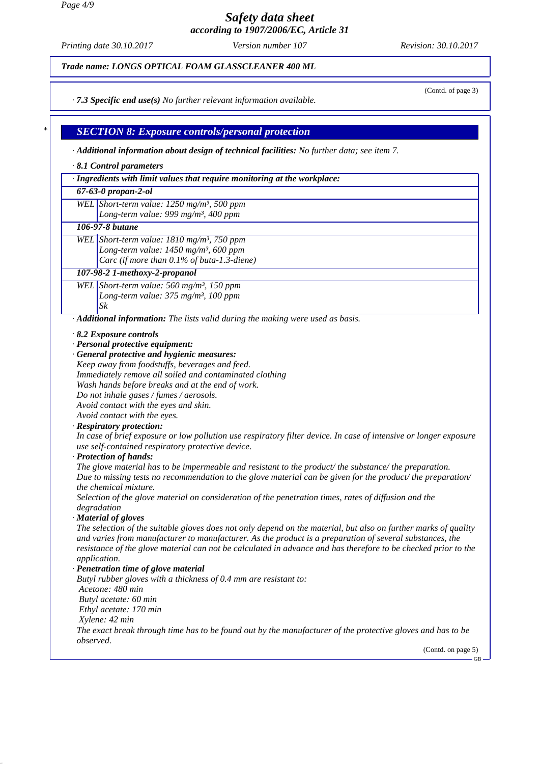*Trade name: LONGS OPTICAL FOAM GLASSCLEANER 400 ML*

(Contd. of page 3)

· ***7.3 Specific end use(s)*** *No further relevant information available.*

## *SECTION 8: Exposure controls/personal protection*

· ***Additional information about design of technical facilities:*** *No further data; see item 7.*

· ***8.1 Control parameters***

| · ***Ingredients with limit values that require monitoring at the workplace:*** | |
|---|---|
| ***67-63-0 propan-2-ol*** | |
| *WEL* | *Short-term value: 1250 mg/m³, 500 ppm*<br>*Long-term value: 999 mg/m³, 400 ppm* |
| ***106-97-8 butane*** | |
| *WEL* | *Short-term value: 1810 mg/m³, 750 ppm*<br>*Long-term value: 1450 mg/m³, 600 ppm*<br>*Carc (if more than 0.1% of buta-1.3-diene)* |
| ***107-98-2 1-methoxy-2-propanol*** | |
| *WEL* | *Short-term value: 560 mg/m³, 150 ppm*<br>*Long-term value: 375 mg/m³, 100 ppm*<br>*Sk* |

· ***Additional information:*** *The lists valid during the making were used as basis.*

· ***8.2 Exposure controls***

· ***Personal protective equipment:***

· ***General protective and hygienic measures:***

*Keep away from foodstuffs, beverages and feed.*
*Immediately remove all soiled and contaminated clothing*
*Wash hands before breaks and at the end of work.*
*Do not inhale gases / fumes / aerosols.*
*Avoid contact with the eyes and skin.*
*Avoid contact with the eyes.*

· ***Respiratory protection:***

*In case of brief exposure or low pollution use respiratory filter device. In case of intensive or longer exposure use self-contained respiratory protective device.*

· ***Protection of hands:***

*The glove material has to be impermeable and resistant to the product/ the substance/ the preparation.*
*Due to missing tests no recommendation to the glove material can be given for the product/ the preparation/ the chemical mixture.*
*Selection of the glove material on consideration of the penetration times, rates of diffusion and the degradation*

· ***Material of gloves***

*The selection of the suitable gloves does not only depend on the material, but also on further marks of quality and varies from manufacturer to manufacturer. As the product is a preparation of several substances, the resistance of the glove material can not be calculated in advance and has therefore to be checked prior to the application.*

· ***Penetration time of glove material***

*Butyl rubber gloves with a thickness of 0.4 mm are resistant to:*
*Acetone: 480 min*
*Butyl acetate: 60 min*
*Ethyl acetate: 170 min*
*Xylene: 42 min*

*The exact break through time has to be found out by the manufacturer of the protective gloves and has to be observed.*

(Contd. on page 5)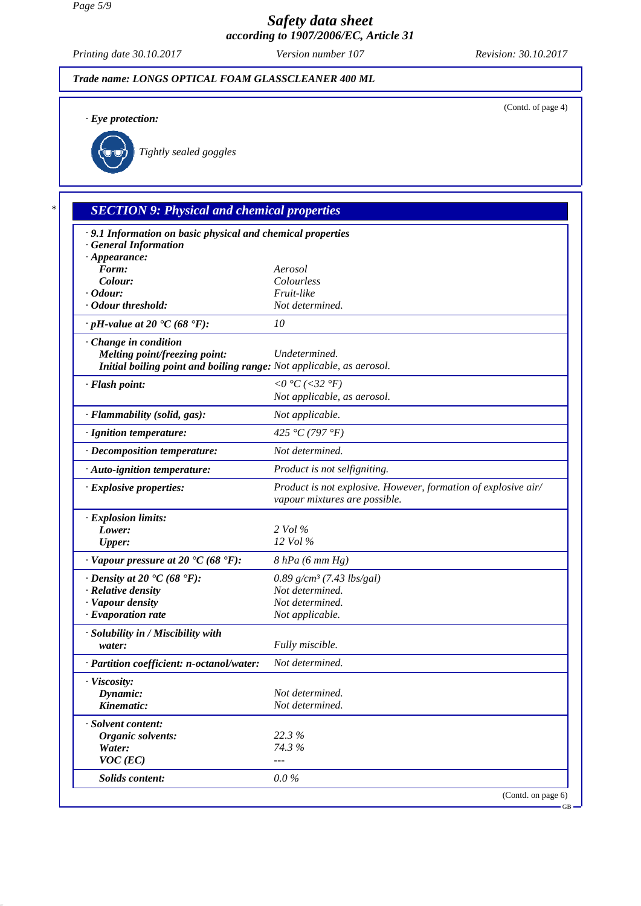Trade name: LONGS OPTICAL FOAM GLASSCLEANER 400 ML

(Contd. of page 4)

· **Eye protection:**

Tightly sealed goggles

## SECTION 9: Physical and chemical properties

· **9.1 Information on basic physical and chemical properties**
· **General Information**

| Property | Value |
|---|---|
| · **Appearance:** | |
| **Form:** | Aerosol |
| **Colour:** | Colourless |
| · **Odour:** | Fruit-like |
| · **Odour threshold:** | Not determined. |
| · **pH-value at 20 °C (68 °F):** | 10 |
| · **Change in condition** | |
| **Melting point/freezing point:** | Undetermined. |
| **Initial boiling point and boiling range:** | Not applicable, as aerosol. |
| · **Flash point:** | <0 °C (<32 °F)<br>Not applicable, as aerosol. |
| · **Flammability (solid, gas):** | Not applicable. |
| · **Ignition temperature:** | 425 °C (797 °F) |
| · **Decomposition temperature:** | Not determined. |
| · **Auto-ignition temperature:** | Product is not selfigniting. |
| · **Explosive properties:** | Product is not explosive. However, formation of explosive air/ vapour mixtures are possible. |
| · **Explosion limits:** | |
| **Lower:** | 2 Vol % |
| **Upper:** | 12 Vol % |
| · **Vapour pressure at 20 °C (68 °F):** | 8 hPa (6 mm Hg) |
| · **Density at 20 °C (68 °F):** | 0.89 g/cm³ (7.43 lbs/gal) |
| · **Relative density** | Not determined. |
| · **Vapour density** | Not determined. |
| · **Evaporation rate** | Not applicable. |
| · **Solubility in / Miscibility with water:** | Fully miscible. |
| · **Partition coefficient: n-octanol/water:** | Not determined. |
| · **Viscosity:** | |
| **Dynamic:** | Not determined. |
| **Kinematic:** | Not determined. |
| · **Solvent content:** | |
| **Organic solvents:** | 22.3 % |
| **Water:** | 74.3 % |
| **VOC (EC)** | --- |
| **Solids content:** | 0.0 % |

(Contd. on page 6)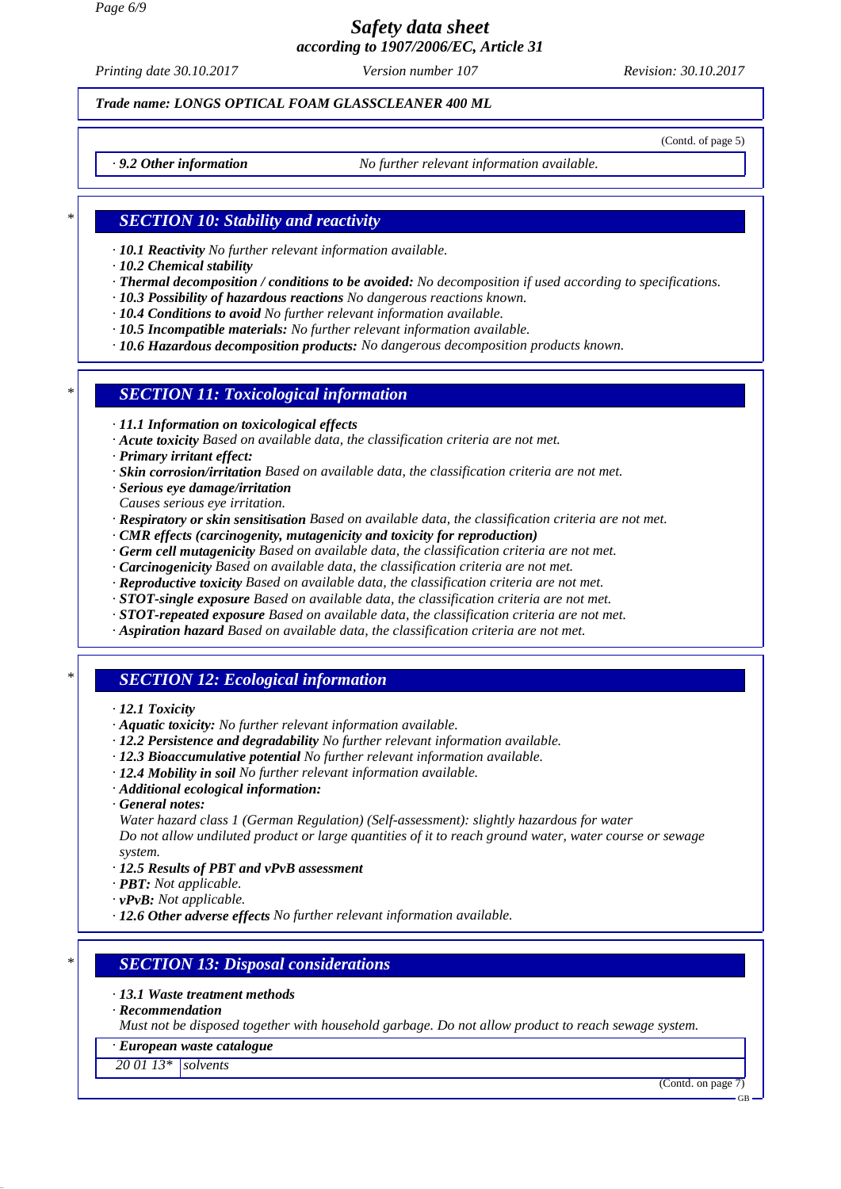Trade name: LONGS OPTICAL FOAM GLASSCLEANER 400 ML

(Contd. of page 5)

· **9.2 Other information** No further relevant information available.

## * SECTION 10: Stability and reactivity

· **10.1 Reactivity** No further relevant information available.
· **10.2 Chemical stability**
· **Thermal decomposition / conditions to be avoided:** No decomposition if used according to specifications.
· **10.3 Possibility of hazardous reactions** No dangerous reactions known.
· **10.4 Conditions to avoid** No further relevant information available.
· **10.5 Incompatible materials:** No further relevant information available.
· **10.6 Hazardous decomposition products:** No dangerous decomposition products known.

## * SECTION 11: Toxicological information

· **11.1 Information on toxicological effects**
· **Acute toxicity** Based on available data, the classification criteria are not met.
· **Primary irritant effect:**
· **Skin corrosion/irritation** Based on available data, the classification criteria are not met.
· **Serious eye damage/irritation**
Causes serious eye irritation.
· **Respiratory or skin sensitisation** Based on available data, the classification criteria are not met.
· **CMR effects (carcinogenity, mutagenicity and toxicity for reproduction)**
· **Germ cell mutagenicity** Based on available data, the classification criteria are not met.
· **Carcinogenicity** Based on available data, the classification criteria are not met.
· **Reproductive toxicity** Based on available data, the classification criteria are not met.
· **STOT-single exposure** Based on available data, the classification criteria are not met.
· **STOT-repeated exposure** Based on available data, the classification criteria are not met.
· **Aspiration hazard** Based on available data, the classification criteria are not met.

## * SECTION 12: Ecological information

· **12.1 Toxicity**
· **Aquatic toxicity:** No further relevant information available.
· **12.2 Persistence and degradability** No further relevant information available.
· **12.3 Bioaccumulative potential** No further relevant information available.
· **12.4 Mobility in soil** No further relevant information available.
· **Additional ecological information:**
· **General notes:**
Water hazard class 1 (German Regulation) (Self-assessment): slightly hazardous for water
Do not allow undiluted product or large quantities of it to reach ground water, water course or sewage system.
· **12.5 Results of PBT and vPvB assessment**
· **PBT:** Not applicable.
· **vPvB:** Not applicable.
· **12.6 Other adverse effects** No further relevant information available.

## * SECTION 13: Disposal considerations

· **13.1 Waste treatment methods**
· **Recommendation**
Must not be disposed together with household garbage. Do not allow product to reach sewage system.

· **European waste catalogue**

| 20 01 13* | solvents |
|---|---|

(Contd. on page 7)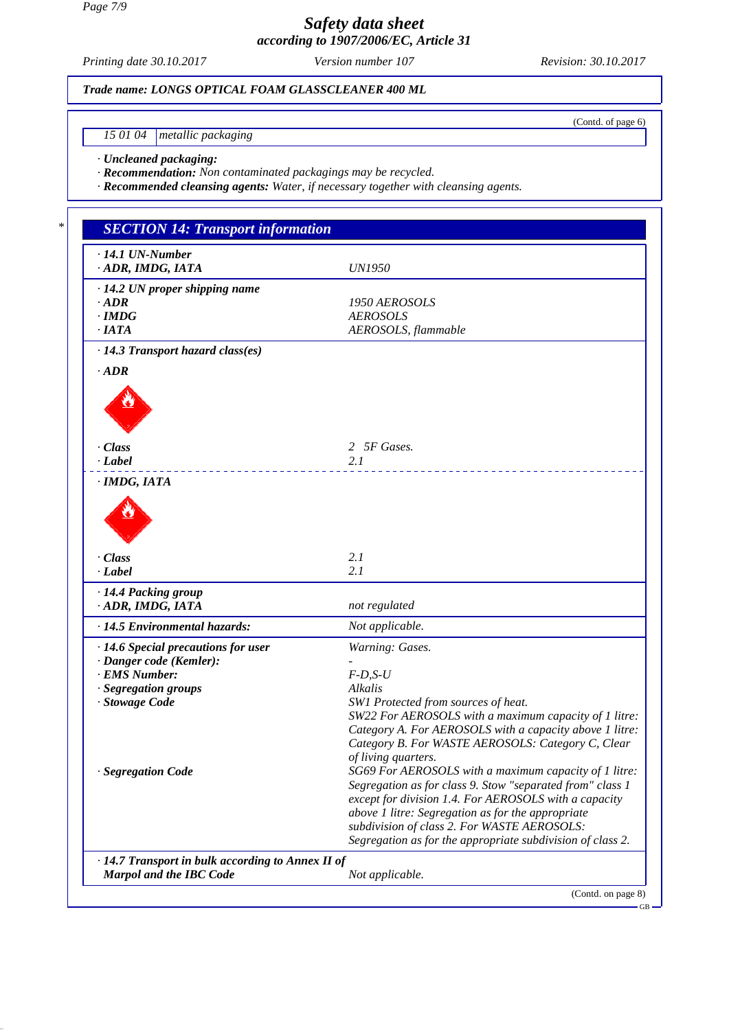(Contd. of page 6)

| 15 01 04 | metallic packaging |
|---|---|

· **Uncleaned packaging:**
· **Recommendation:** Non contaminated packagings may be recycled.
· **Recommended cleansing agents:** Water, if necessary together with cleansing agents.

## * SECTION 14: Transport information

| | |
|---|---|
| · **14.1 UN-Number** | |
| · **ADR, IMDG, IATA** | UN1950 |
| · **14.2 UN proper shipping name** | |
| · **ADR** | 1950 AEROSOLS |
| · **IMDG** | AEROSOLS |
| · **IATA** | AEROSOLS, flammable |
| · **14.3 Transport hazard class(es)** | |
| · **ADR** | |
| · **Class** | 2 5F Gases. |
| · **Label** | 2.1 |
| · **IMDG, IATA** | |
| · **Class** | 2.1 |
| · **Label** | 2.1 |
| · **14.4 Packing group** | |
| · **ADR, IMDG, IATA** | not regulated |
| · **14.5 Environmental hazards:** | Not applicable. |
| · **14.6 Special precautions for user** | Warning: Gases. |
| · **Danger code (Kemler):** | - |
| · **EMS Number:** | F-D,S-U |
| · **Segregation groups** | Alkalis |
| · **Stowage Code** | SW1 Protected from sources of heat. SW22 For AEROSOLS with a maximum capacity of 1 litre: Category A. For AEROSOLS with a capacity above 1 litre: Category B. For WASTE AEROSOLS: Category C, Clear of living quarters. |
| · **Segregation Code** | SG69 For AEROSOLS with a maximum capacity of 1 litre: Segregation as for class 9. Stow "separated from" class 1 except for division 1.4. For AEROSOLS with a capacity above 1 litre: Segregation as for the appropriate subdivision of class 2. For WASTE AEROSOLS: Segregation as for the appropriate subdivision of class 2. |
| · **14.7 Transport in bulk according to Annex II of Marpol and the IBC Code** | Not applicable. |

(Contd. on page 8)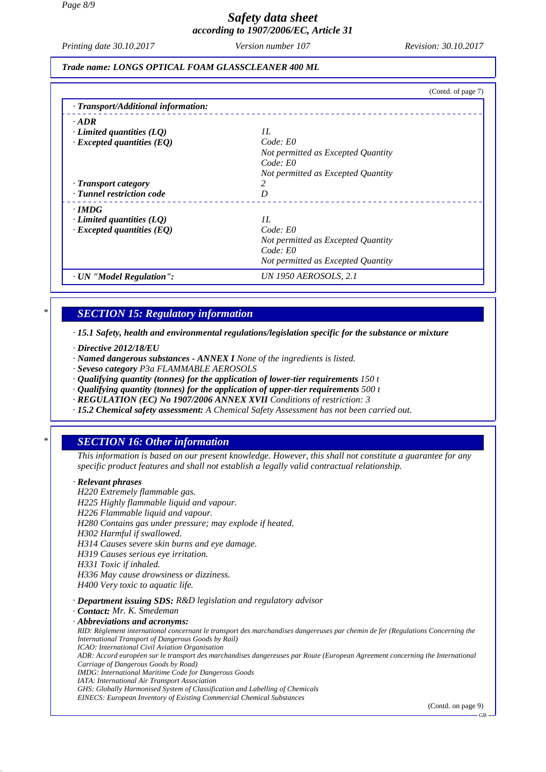*Trade name: LONGS OPTICAL FOAM GLASSCLEANER 400 ML*

(Contd. of page 7)

· **Transport/Additional information:**

| | |
|---|---|
| · **ADR** | |
| · **Limited quantities (LQ)** | 1L |
| · **Excepted quantities (EQ)** | Code: E0<br>Not permitted as Excepted Quantity<br>Code: E0<br>Not permitted as Excepted Quantity |
| · **Transport category** | 2 |
| · **Tunnel restriction code** | D |
| · **IMDG** | |
| · **Limited quantities (LQ)** | 1L |
| · **Excepted quantities (EQ)** | Code: E0<br>Not permitted as Excepted Quantity<br>Code: E0<br>Not permitted as Excepted Quantity |
| · **UN "Model Regulation":** | UN 1950 AEROSOLS, 2.1 |

## SECTION 15: Regulatory information

· **15.1 Safety, health and environmental regulations/legislation specific for the substance or mixture**

· **Directive 2012/18/EU**
· **Named dangerous substances - ANNEX I** None of the ingredients is listed.
· **Seveso category** P3a FLAMMABLE AEROSOLS
· **Qualifying quantity (tonnes) for the application of lower-tier requirements** 150 t
· **Qualifying quantity (tonnes) for the application of upper-tier requirements** 500 t
· **REGULATION (EC) No 1907/2006 ANNEX XVII** Conditions of restriction: 3
· **15.2 Chemical safety assessment:** A Chemical Safety Assessment has not been carried out.

## SECTION 16: Other information

This information is based on our present knowledge. However, this shall not constitute a guarantee for any specific product features and shall not establish a legally valid contractual relationship.

· **Relevant phrases**
H220 Extremely flammable gas.
H225 Highly flammable liquid and vapour.
H226 Flammable liquid and vapour.
H280 Contains gas under pressure; may explode if heated.
H302 Harmful if swallowed.
H314 Causes severe skin burns and eye damage.
H319 Causes serious eye irritation.
H331 Toxic if inhaled.
H336 May cause drowsiness or dizziness.
H400 Very toxic to aquatic life.

· **Department issuing SDS:** R&D legislation and regulatory advisor
· **Contact:** Mr. K. Smedeman
· **Abbreviations and acronyms:**
RID: Règlement international concernant le transport des marchandises dangereuses par chemin de fer (Regulations Concerning the International Transport of Dangerous Goods by Rail)
ICAO: International Civil Aviation Organisation
ADR: Accord européen sur le transport des marchandises dangereuses par Route (European Agreement concerning the International Carriage of Dangerous Goods by Road)
IMDG: International Maritime Code for Dangerous Goods
IATA: International Air Transport Association
GHS: Globally Harmonised System of Classification and Labelling of Chemicals
EINECS: European Inventory of Existing Commercial Chemical Substances

(Contd. on page 9)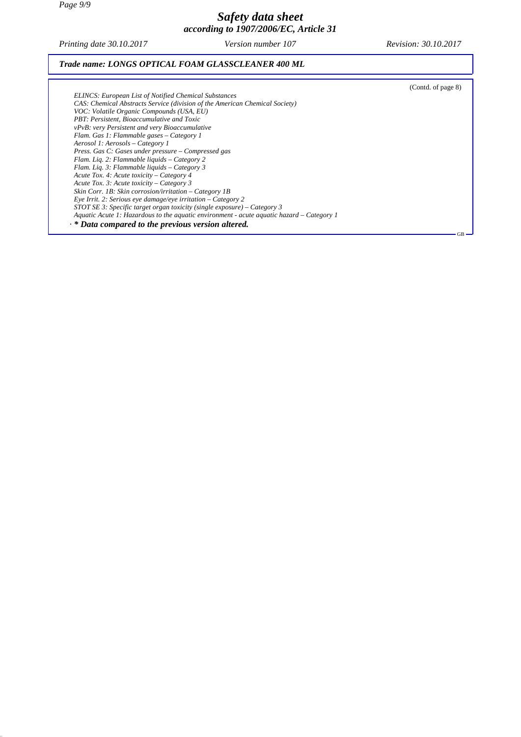(Contd. of page 8)

*ELINCS: European List of Notified Chemical Substances*
*CAS: Chemical Abstracts Service (division of the American Chemical Society)*
*VOC: Volatile Organic Compounds (USA, EU)*
*PBT: Persistent, Bioaccumulative and Toxic*
*vPvB: very Persistent and very Bioaccumulative*
*Flam. Gas 1: Flammable gases – Category 1*
*Aerosol 1: Aerosols – Category 1*
*Press. Gas C: Gases under pressure – Compressed gas*
*Flam. Liq. 2: Flammable liquids – Category 2*
*Flam. Liq. 3: Flammable liquids – Category 3*
*Acute Tox. 4: Acute toxicity – Category 4*
*Acute Tox. 3: Acute toxicity – Category 3*
*Skin Corr. 1B: Skin corrosion/irritation – Category 1B*
*Eye Irrit. 2: Serious eye damage/eye irritation – Category 2*
*STOT SE 3: Specific target organ toxicity (single exposure) – Category 3*
*Aquatic Acute 1: Hazardous to the aquatic environment - acute aquatic hazard – Category 1*

· ***\* Data compared to the previous version altered.***

GB